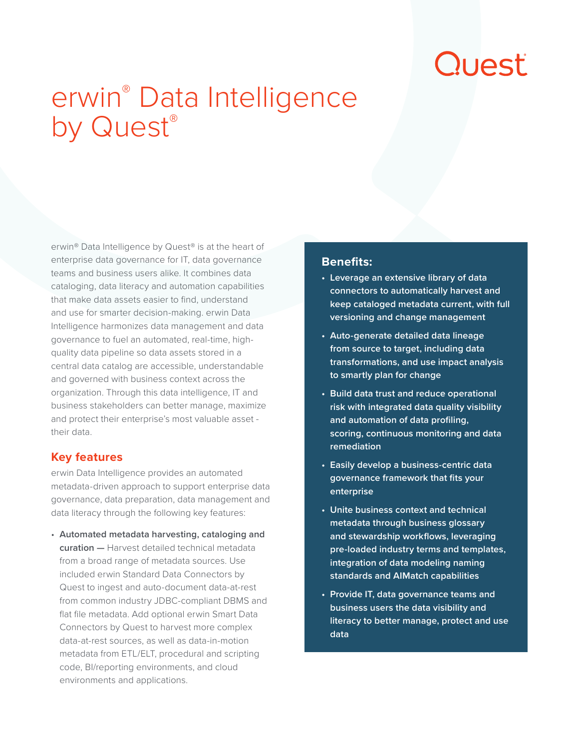Quest

# erwin® Data Intelligence by Quest®

erwin® Data Intelligence by Quest® is at the heart of enterprise data governance for IT, data governance teams and business users alike. It combines data cataloging, data literacy and automation capabilities that make data assets easier to find, understand and use for smarter decision-making. erwin Data Intelligence harmonizes data management and data governance to fuel an automated, real-time, high-quality data pipeline so data assets stored in a central data catalog are accessible, understandable and governed with business context across the organization. Through this data intelligence, IT and business stakeholders can better manage, maximize and protect their enterprise's most valuable asset - their data.

## Key features

erwin Data Intelligence provides an automated metadata-driven approach to support enterprise data governance, data preparation, data management and data literacy through the following key features:

- **Automated metadata harvesting, cataloging and curation —** Harvest detailed technical metadata from a broad range of metadata sources. Use included erwin Standard Data Connectors by Quest to ingest and auto-document data-at-rest from common industry JDBC-compliant DBMS and flat file metadata. Add optional erwin Smart Data Connectors by Quest to harvest more complex data-at-rest sources, as well as data-in-motion metadata from ETL/ELT, procedural and scripting code, BI/reporting environments, and cloud environments and applications.

### Benefits:

- **Leverage an extensive library of data connectors to automatically harvest and keep cataloged metadata current, with full versioning and change management**
- **Auto-generate detailed data lineage from source to target, including data transformations, and use impact analysis to smartly plan for change**
- **Build data trust and reduce operational risk with integrated data quality visibility and automation of data profiling, scoring, continuous monitoring and data remediation**
- **Easily develop a business-centric data governance framework that fits your enterprise**
- **Unite business context and technical metadata through business glossary and stewardship workflows, leveraging pre-loaded industry terms and templates, integration of data modeling naming standards and AIMatch capabilities**
- **Provide IT, data governance teams and business users the data visibility and literacy to better manage, protect and use data**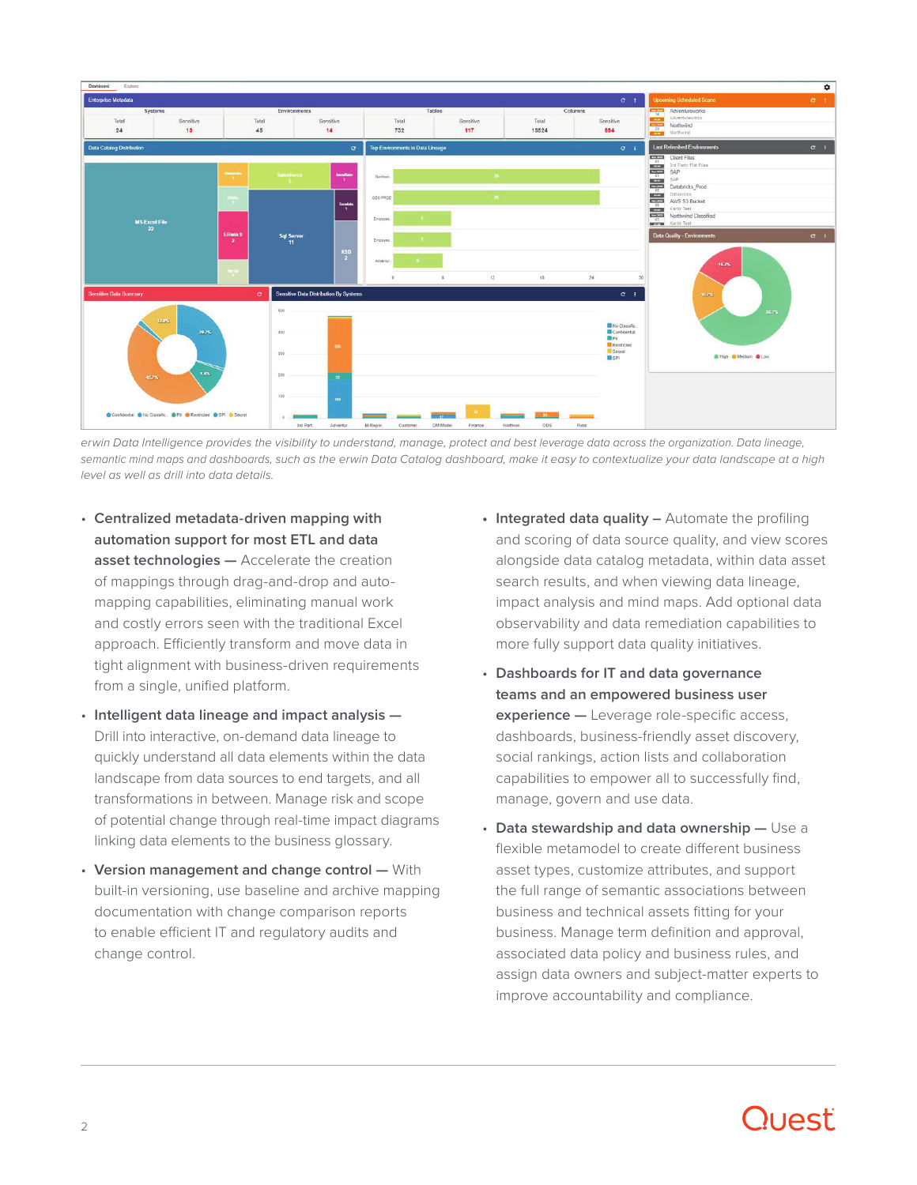*erwin Data Intelligence provides the visibility to understand, manage, protect and best leverage data across the organization. Data lineage, semantic mind maps and dashboards, such as the erwin Data Catalog dashboard, make it easy to contextualize your data landscape at a high level as well as drill into data details.*

- **Centralized metadata-driven mapping with automation support for most ETL and data asset technologies —** Accelerate the creation of mappings through drag-and-drop and auto-mapping capabilities, eliminating manual work and costly errors seen with the traditional Excel approach. Efficiently transform and move data in tight alignment with business-driven requirements from a single, unified platform.
- **Intelligent data lineage and impact analysis —** Drill into interactive, on-demand data lineage to quickly understand all data elements within the data landscape from data sources to end targets, and all transformations in between. Manage risk and scope of potential change through real-time impact diagrams linking data elements to the business glossary.
- **Version management and change control —** With built-in versioning, use baseline and archive mapping documentation with change comparison reports to enable efficient IT and regulatory audits and change control.
- **Integrated data quality –** Automate the profiling and scoring of data source quality, and view scores alongside data catalog metadata, within data asset search results, and when viewing data lineage, impact analysis and mind maps. Add optional data observability and data remediation capabilities to more fully support data quality initiatives.
- **Dashboards for IT and data governance teams and an empowered business user experience —** Leverage role-specific access, dashboards, business-friendly asset discovery, social rankings, action lists and collaboration capabilities to empower all to successfully find, manage, govern and use data.
- **Data stewardship and data ownership —** Use a flexible metamodel to create different business asset types, customize attributes, and support the full range of semantic associations between business and technical assets fitting for your business. Manage term definition and approval, associated data policy and business rules, and assign data owners and subject-matter experts to improve accountability and compliance.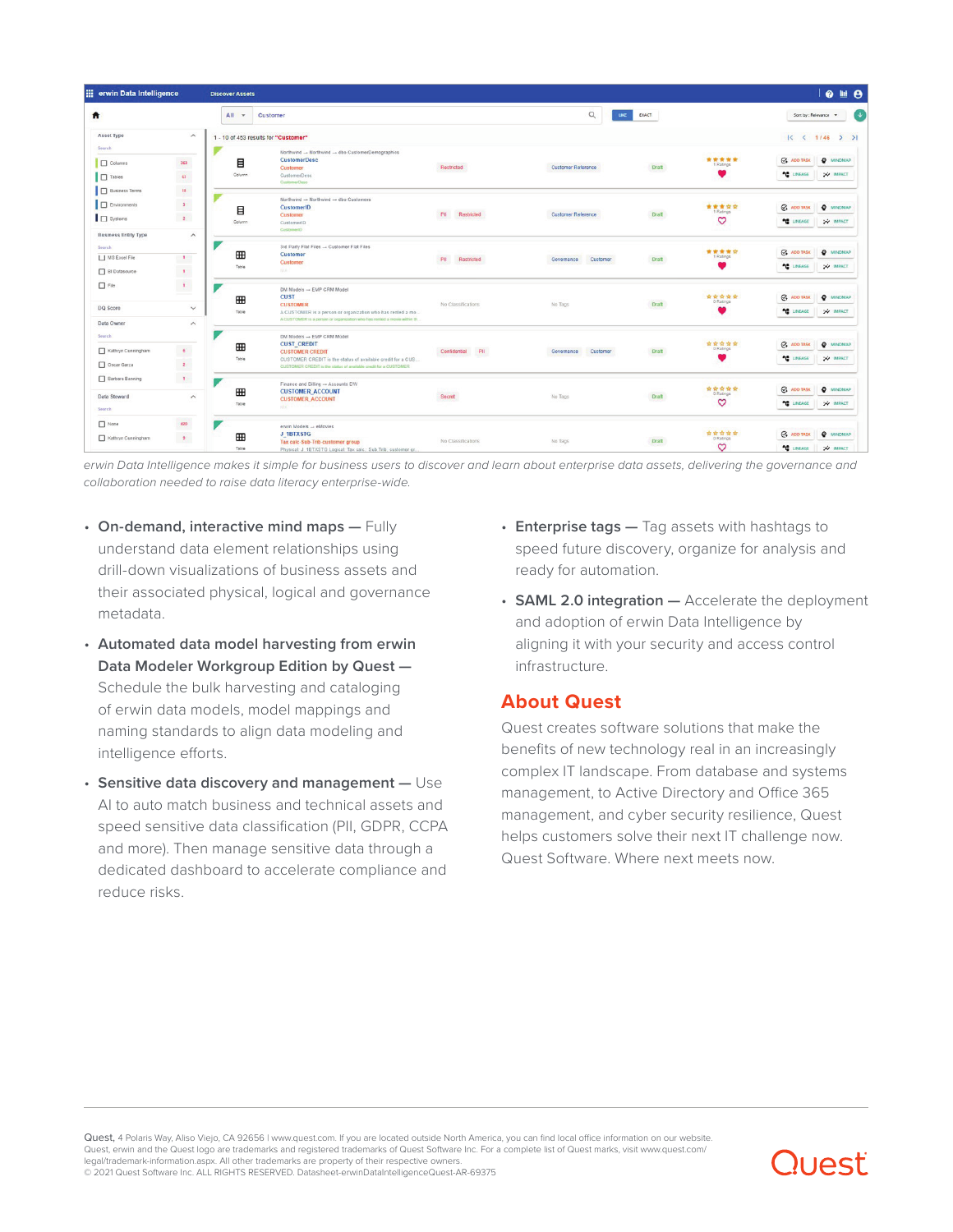*erwin Data Intelligence makes it simple for business users to discover and learn about enterprise data assets, delivering the governance and collaboration needed to raise data literacy enterprise-wide.*

- **On-demand, interactive mind maps —** Fully understand data element relationships using drill-down visualizations of business assets and their associated physical, logical and governance metadata.
- **Automated data model harvesting from erwin Data Modeler Workgroup Edition by Quest —** Schedule the bulk harvesting and cataloging of erwin data models, model mappings and naming standards to align data modeling and intelligence efforts.
- **Sensitive data discovery and management —** Use AI to auto match business and technical assets and speed sensitive data classification (PII, GDPR, CCPA and more). Then manage sensitive data through a dedicated dashboard to accelerate compliance and reduce risks.
- **Enterprise tags —** Tag assets with hashtags to speed future discovery, organize for analysis and ready for automation.
- **SAML 2.0 integration —** Accelerate the deployment and adoption of erwin Data Intelligence by aligning it with your security and access control infrastructure.

## About Quest

Quest creates software solutions that make the benefits of new technology real in an increasingly complex IT landscape. From database and systems management, to Active Directory and Office 365 management, and cyber security resilience, Quest helps customers solve their next IT challenge now. Quest Software. Where next meets now.

**Quest,** 4 Polaris Way, Aliso Viejo, CA 92656 | www.quest.com. If you are located outside North America, you can find local office information on our website.
Quest, erwin and the Quest logo are trademarks and registered trademarks of Quest Software Inc. For a complete list of Quest marks, visit www.quest.com/legal/trademark-information.aspx. All other trademarks are property of their respective owners.
© 2021 Quest Software Inc. ALL RIGHTS RESERVED. Datasheet-erwinDataIntelligenceQuest-AR-69375

Quest